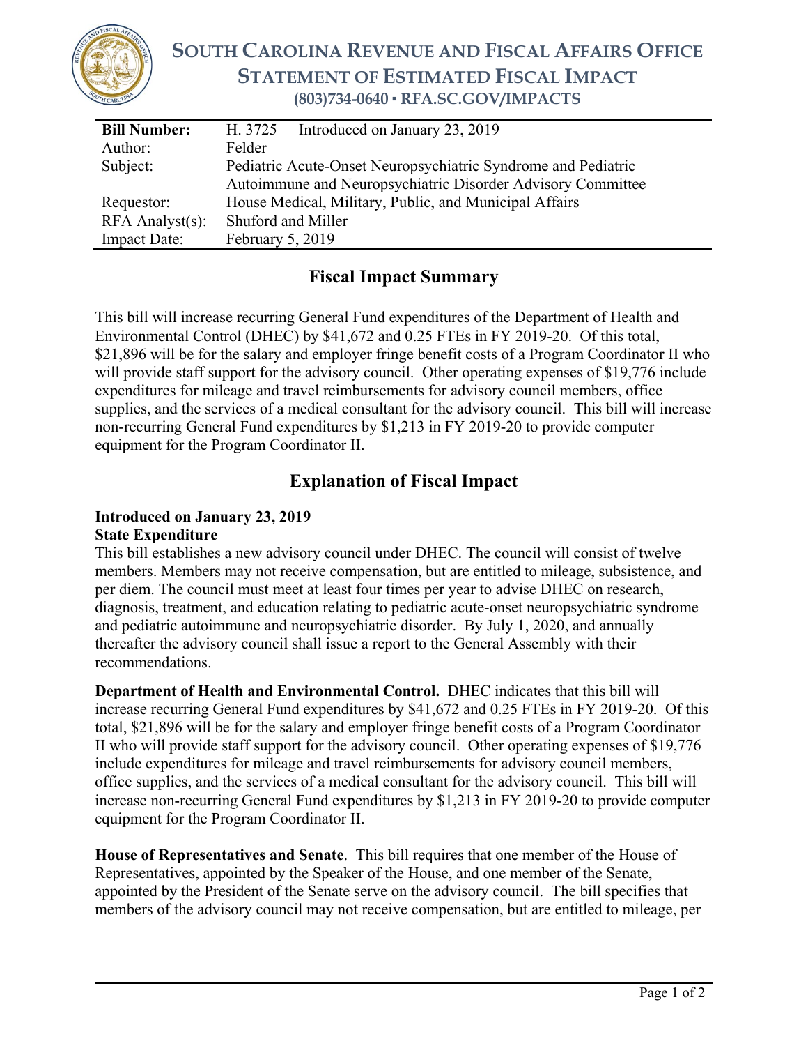# SOUTH CAROLINA REVENUE AND FISCAL AFFAIRS OFFICE
## STATEMENT OF ESTIMATED FISCAL IMPACT
**(803)734-0640 ▪ RFA.SC.GOV/IMPACTS**

| **Bill Number:** | H. 3725 Introduced on January 23, 2019 |
|---|---|
| Author: | Felder |
| Subject: | Pediatric Acute-Onset Neuropsychiatric Syndrome and Pediatric Autoimmune and Neuropsychiatric Disorder Advisory Committee |
| Requestor: | House Medical, Military, Public, and Municipal Affairs |
| RFA Analyst(s): | Shuford and Miller |
| Impact Date: | February 5, 2019 |

## Fiscal Impact Summary

This bill will increase recurring General Fund expenditures of the Department of Health and Environmental Control (DHEC) by $41,672 and 0.25 FTEs in FY 2019-20. Of this total, $21,896 will be for the salary and employer fringe benefit costs of a Program Coordinator II who will provide staff support for the advisory council. Other operating expenses of $19,776 include expenditures for mileage and travel reimbursements for advisory council members, office supplies, and the services of a medical consultant for the advisory council. This bill will increase non-recurring General Fund expenditures by $1,213 in FY 2019-20 to provide computer equipment for the Program Coordinator II.

## Explanation of Fiscal Impact

**Introduced on January 23, 2019**
**State Expenditure**

This bill establishes a new advisory council under DHEC. The council will consist of twelve members. Members may not receive compensation, but are entitled to mileage, subsistence, and per diem. The council must meet at least four times per year to advise DHEC on research, diagnosis, treatment, and education relating to pediatric acute-onset neuropsychiatric syndrome and pediatric autoimmune and neuropsychiatric disorder. By July 1, 2020, and annually thereafter the advisory council shall issue a report to the General Assembly with their recommendations.

**Department of Health and Environmental Control.** DHEC indicates that this bill will increase recurring General Fund expenditures by $41,672 and 0.25 FTEs in FY 2019-20. Of this total, $21,896 will be for the salary and employer fringe benefit costs of a Program Coordinator II who will provide staff support for the advisory council. Other operating expenses of $19,776 include expenditures for mileage and travel reimbursements for advisory council members, office supplies, and the services of a medical consultant for the advisory council. This bill will increase non-recurring General Fund expenditures by $1,213 in FY 2019-20 to provide computer equipment for the Program Coordinator II.

**House of Representatives and Senate**. This bill requires that one member of the House of Representatives, appointed by the Speaker of the House, and one member of the Senate, appointed by the President of the Senate serve on the advisory council. The bill specifies that members of the advisory council may not receive compensation, but are entitled to mileage, per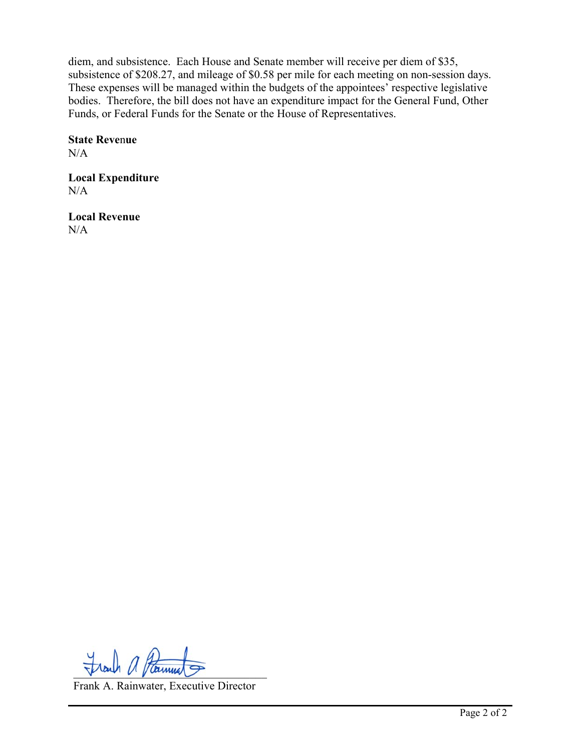diem, and subsistence. Each House and Senate member will receive per diem of $35, subsistence of $208.27, and mileage of $0.58 per mile for each meeting on non-session days. These expenses will be managed within the budgets of the appointees' respective legislative bodies. Therefore, the bill does not have an expenditure impact for the General Fund, Other Funds, or Federal Funds for the Senate or the House of Representatives.

**State Revenue**
N/A

**Local Expenditure**
N/A

**Local Revenue**
N/A

Frank A. Rainwater, Executive Director